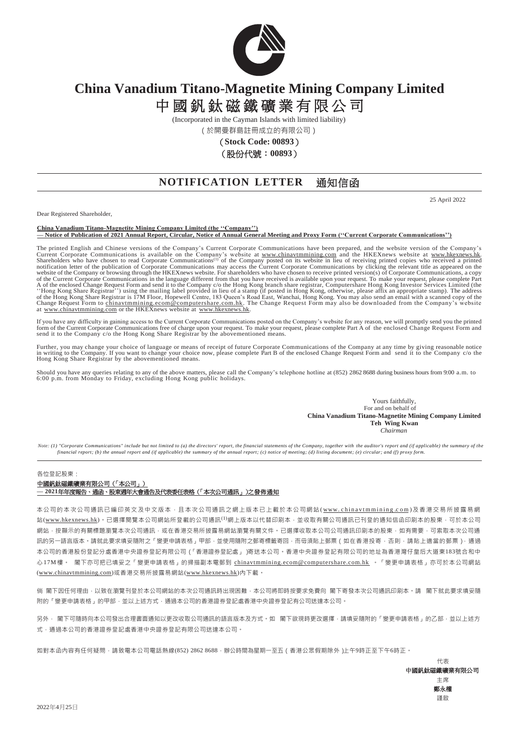# China Vanadium Titano-Magnetite Mining Company Limited

# 中國釩鈦磁鐵礦業有限公司

(Incorporated in the Cayman Islands with limited liability)

(於開曼群島註冊成立的有限公司)

**(Stock Code: 00893)**

**(股份代號：00893)**

## NOTIFICATION LETTER 通知信函

25 April 2022

Dear Registered Shareholder,

**China Vanadium Titano-Magnetite Mining Company Limited (the ''Company'')**
**— Notice of Publication of 2021 Annual Report, Circular, Notice of Annual General Meeting and Proxy Form (''Current Corporate Communications'')**

The printed English and Chinese versions of the Company's Current Corporate Communications have been prepared, and the website version of the Company's Current Corporate Communications is available on the Company's website at www.chinavtmmining.com and the HKEXnews website at www.hkexnews.hk. Shareholders who have chosen to read Corporate Communications[1] of the Company posted on its website in lieu of receiving printed copies who received a printed notification letter of the publication of Corporate Communications may access the Current Corporate Communications by clicking the relevant title as appeared on the website of the Company or browsing through the HKEXnews website. For shareholders who have chosen to receive printed version(s) of Corporate Communications, a copy of the Current Corporate Communications in the language different from that you have received is available upon your request. To make your request, please complete Part A of the enclosed Change Request Form and send it to the Company c/o the Hong Kong branch share registrar, Computershare Hong Kong Investor Services Limited (the ''Hong Kong Share Registrar'') using the mailing label provided in lieu of a stamp (if posted in Hong Kong, otherwise, please affix an appropriate stamp). The address of the Hong Kong Share Registrar is 17M Floor, Hopewell Centre, 183 Queen's Road East, Wanchai, Hong Kong. You may also send an email with a scanned copy of the Change Request Form to chinavtmmining.ecom@computershare.com.hk. The Change Request Form may also be downloaded from the Company's website at www.chinavtmmining.com or the HKEXnews website at www.hkexnews.hk.

If you have any difficulty in gaining access to the Current Corporate Communications posted on the Company's website for any reason, we will promptly send you the printed form of the Current Corporate Communications free of charge upon your request. To make your request, please complete Part A of the enclosed Change Request Form and send it to the Company c/o the Hong Kong Share Registrar by the abovementioned means.

Further, you may change your choice of language or means of receipt of future Corporate Communications of the Company at any time by giving reasonable notice in writing to the Company. If you want to change your choice now, please complete Part B of the enclosed Change Request Form and send it to the Company c/o the Hong Kong Share Registrar by the abovementioned means.

Should you have any queries relating to any of the above matters, please call the Company's telephone hotline at (852) 2862 8688 during business hours from 9:00 a.m. to 6:00 p.m. from Monday to Friday, excluding Hong Kong public holidays.

Yours faithfully,
For and on behalf of
**China Vanadium Titano-Magnetite Mining Company Limited**
**Teh Wing Kwan**
*Chairman*

*Note: (1) "Corporate Communications" include but not limited to (a) the directors' report, the financial statements of the Company, together with the auditor's report and (if applicable) the summary of the financial report; (b) the annual report and (if applicable) the summary of the annual report; (c) notice of meeting; (d) listing document; (e) circular; and (f) proxy form.*

---

各位登記股東：

**中國釩鈦磁鐵礦業有限公司(「本公司」)**
**— 2021年年度報告、通函、股東週年大會通告及代表委任表格(「本次公司通訊」)之發佈通知**

本公司的本次公司通訊已編印英文及中文版本，且本次公司通訊之網上版本已上載於本公司網站(www.chinavtmmining.com)及香港交易所披露易網站(www.hkexnews.hk)。已選擇閱覽本公司網站所登載的公司通訊[1]網上版本以代替印刷本，並收取有關公司通訊已刊登的通知信函印刷本的股東，可於本公司網站，按顯示的有關標題瀏覽本次公司通訊，或在香港交易所披露易網站瀏覽有關文件。已選擇收取本公司公司通訊印刷本的股東，如有需要，可索取本次公司通訊的另一語言版本。請就此要求填妥隨附之「變更申請表格」甲部，並使用隨附之郵寄標籤寄回，而毋須貼上郵票(如在香港投寄，否則，請貼上適當的郵票)，通過本公司的香港股份登記分處香港中央證券登記有限公司(「香港證券登記處」)寄送本公司。香港中央證券登記有限公司的地址為香港灣仔皇后大道東183號合和中心17M樓。 閣下亦可把已填妥之「變更申請表格」的掃描副本電郵到 chinavtmmining.ecom@computershare.com.hk 。「變更申請表格」亦可於本公司網站(www.chinavtmmining.com)或香港交易所披露易網站(www.hkexnews.hk)內下載。

倘 閣下因任何理由，以致在瀏覽刊登於本公司網站的本次公司通訊時出現困難，本公司將即時按要求免費向 閣下寄發本次公司通訊印刷本。請 閣下就此要求填妥隨附的「變更申請表格」的甲部，並以上述方式，通過本公司的香港證券登記處香港中央證券登記有限公司送達本公司。

另外， 閣下可隨時向本公司發出合理書面通知以更改收取公司通訊的語言版本及方式。如 閣下欲現時更改選擇，請填妥隨附的「變更申請表格」的乙部，並以上述方式，通過本公司的香港證券登記處香港中央證券登記有限公司送達本公司。

如對本函內容有任何疑問，請致電本公司電話熱線(852) 2862 8688，辦公時間為星期一至五(香港公眾假期除外)上午9時正至下午6時正。

代表
**中國釩鈦磁鐵礦業有限公司**
主席
**鄭永權**
謹啟

2022年4月25日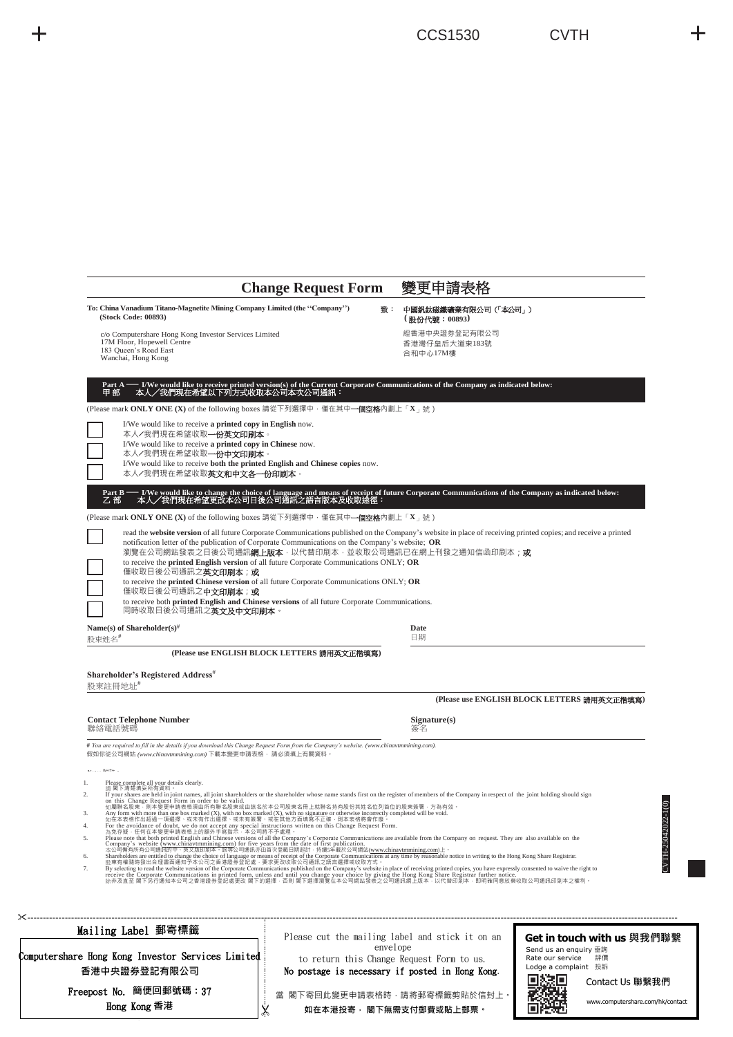CCS1530 CVTH

# Change Request Form 變更申請表格

**To: China Vanadium Titano-Magnetite Mining Company Limited (the "Company")**
**(Stock Code: 00893)**

c/o Computershare Hong Kong Investor Services Limited
17M Floor, Hopewell Centre
183 Queen's Road East
Wanchai, Hong Kong

致： 中國釩鈦磁鐵礦業有限公司（「本公司」）
（股份代號：00893）

經香港中央證券登記有限公司
香港灣仔皇后大道東183號
合和中心17M樓

**Part A — I/We would like to receive printed version(s) of the Current Corporate Communications of the Company as indicated below:**
**甲部 本人╱我們現在希望以下列方式收取本公司本次公司通訊：**

(Please mark **ONLY ONE (X)** of the following boxes 請從下列選擇中，僅在其中**一個空格**內劃上「**X**」號）

- ☐ I/We would like to receive **a printed copy in English** now.
  本人╱我們現在希望收取**一份英文印刷本**。
- ☐ I/We would like to receive **a printed copy in Chinese** now.
  本人╱我們現在希望收取**一份中文印刷本**。
- ☐ I/We would like to receive **both the printed English and Chinese copies** now.
  本人╱我們現在希望收取**英文和中文各一份印刷本**。

**Part B — I/We would like to change the choice of language and means of receipt of future Corporate Communications of the Company as indicated below:**
**乙部 本人╱我們現在希望更改本公司日後公司通訊之語言版本及收取途徑：**

(Please mark **ONLY ONE (X)** of the following boxes 請從下列選擇中，僅在其中**一個空格**內劃上「**X**」號）

- ☐ read the **website version** of all future Corporate Communications published on the Company's website in place of receiving printed copies; and receive a printed notification letter of the publication of Corporate Communications on the Company's website; **OR**
  瀏覽在公司網站發表之日後公司通訊**網上版本**，以代替印刷本，並收取公司通訊已在網上刊發之通知信函印刷本；**或**
- ☐ to receive the **printed English version** of all future Corporate Communications ONLY; **OR**
  僅收取日後公司通訊之**英文印刷本**；**或**
- ☐ to receive the **printed Chinese version** of all future Corporate Communications ONLY; **OR**
  僅收取日後公司通訊之**中文印刷本**；**或**
- ☐ to receive both **printed English and Chinese versions** of all future Corporate Communications.
  同時收取日後公司通訊之**英文及中文印刷本**。

**Name(s) of Shareholder(s)**#
股東姓名#

**Date**
日期

**(Please use ENGLISH BLOCK LETTERS 請用英文正楷填寫)**

**Shareholder's Registered Address**#
股東註冊地址#

**(Please use ENGLISH BLOCK LETTERS 請用英文正楷填寫)**

**Contact Telephone Number**
聯絡電話號碼

**Signature(s)**
簽名

*# You are required to fill in the details if you download this Change Request Form from the Company's website. (www.chinavtmmining.com).*
假如你從公司網站 *(www.chinavtmmining.com)* 下載本變更申請表格，請必須填上有關資料。

Notes 附註：

1. Please complete all your details clearly.
   請 閣下清楚填妥所有資料。
2. If your shares are held in joint names, all joint shareholders or the shareholder whose name stands first on the register of members of the Company in respect of the joint holding should sign on this Change Request Form in order to be valid.
   如屬聯名股東，則本變更申請表格須由所有聯名股東或由該名於本公司股東名冊上就聯名持有股份其姓名位列首位的股東簽署，方為有效。
3. Any form with more than one box marked (X), with no box marked (X), with no signature or otherwise incorrectly completed will be void.
   如在本表格作出超過一項選擇、或未有作出選擇、或未有簽署、或在其他方面填寫不正確，則本表格將會作廢。
4. For the avoidance of doubt, we do not accept any special instructions written on this Change Request Form.
   為免存疑，任何在本變更申請表格上的額外手寫指示，本公司將不予處理。
5. Please note that both printed English and Chinese versions of all the Company's Corporate Communications are available from the Company on request. They are also available on the Company's website (www.chinavtmmining.com) for five years from the date of first publication.
   本公司備有所有公司通訊的中、英文版印刷本，該等公司通訊亦由首次發載日期起計，持續5年載於公司網站(www.chinavtmmining.com)上。
6. Shareholders are entitled to change the choice of language or means of receipt of the Corporate Communications at any time by reasonable notice in writing to the Hong Kong Share Registrar.
   股東有權隨時發出合理書面通知予本公司之香港證券登記處，要求更改收取公司通訊之語言版本或收取方式。
7. By selecting to read the website version of the Corporate Communications published on the Company's website in place of receiving printed copies, you have expressly consented to waive the right to receive the Corporate Communications in printed form, unless and until you change your choice by giving the Hong Kong Share Registrar further notice.
   除非及直至 閣下另行通知本公司之香港證券登記處更改 閣下的選擇，否則 閣下選擇瀏覽在本公司網站發表之公司通訊網上版本，以代替印刷本，即明確同意放棄收取公司通訊印刷本之權利。

CVTH-25042022-1(0)

---

**Mailing Label 郵寄標籤**

Computershare Hong Kong Investor Services Limited
香港中央證券登記有限公司
Freepost No. 簡便回郵號碼：37
Hong Kong 香港

Please cut the mailing label and stick it on an envelope to return this Change Request Form to us.
No postage is necessary if posted in Hong Kong.

當 閣下寄回此變更申請表格時，請將郵寄標籤剪貼於信封上。
如在本港投寄， 閣下無需支付郵費或貼上郵票。

**Get in touch with us 與我們聯繫**
Send us an enquiry 查詢
Rate our service 評價
Lodge a complaint 投訴
Contact Us 聯繫我們
www.computershare.com/hk/contact